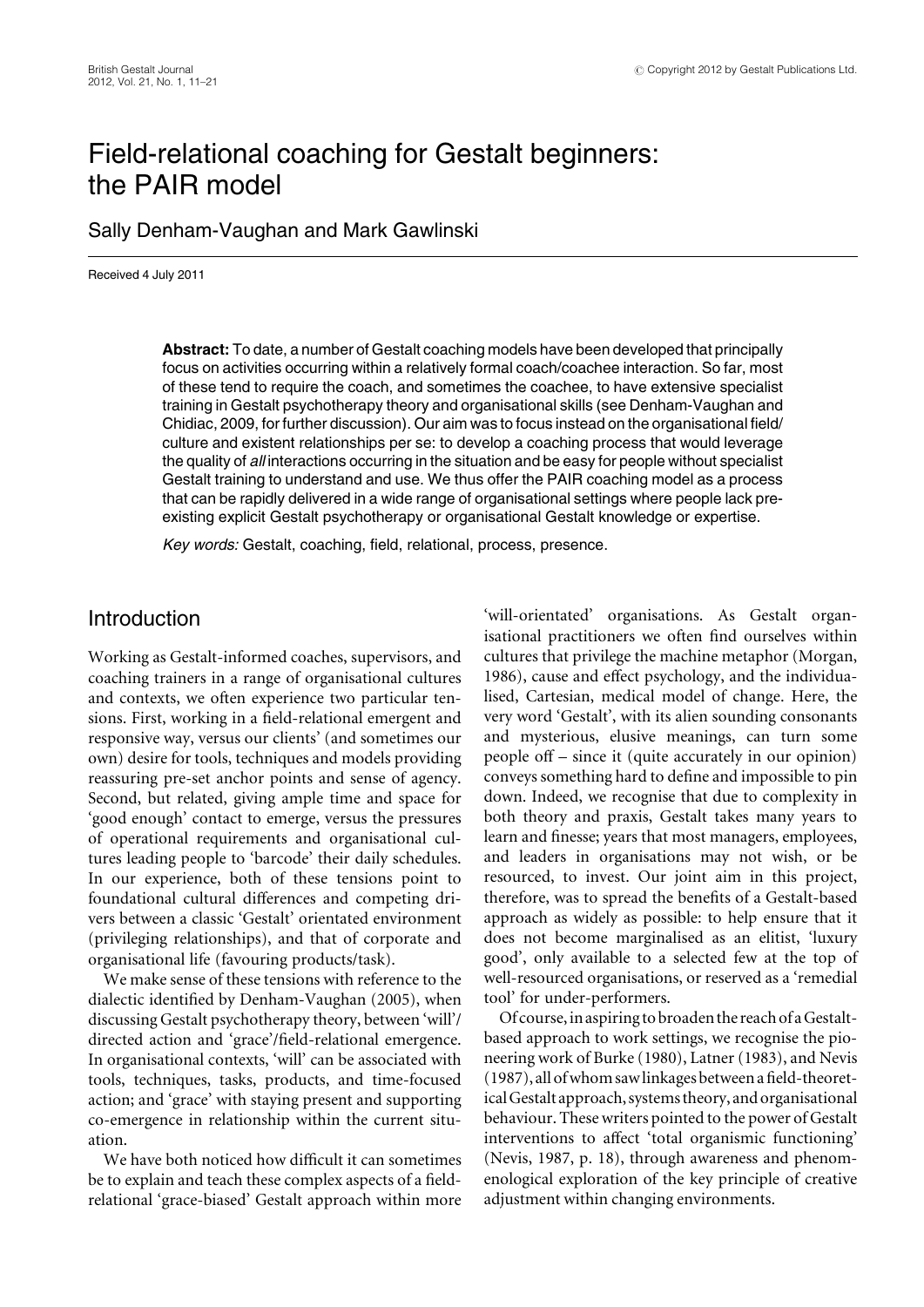# Field-relational coaching for Gestalt beginners: the PAIR model

Sally Denham-Vaughan and Mark Gawlinski

Received 4 July 2011

**Abstract:** To date, a number of Gestalt coaching models have been developed that principally focus on activities occurring within a relatively formal coach/coachee interaction. So far, most of these tend to require the coach, and sometimes the coachee, to have extensive specialist training in Gestalt psychotherapy theory and organisational skills (see Denham-Vaughan and Chidiac, 2009, for further discussion). Our aim was to focus instead on the organisational field/culture and existent relationships per se: to develop a coaching process that would leverage the quality of *all* interactions occurring in the situation and be easy for people without specialist Gestalt training to understand and use. We thus offer the PAIR coaching model as a process that can be rapidly delivered in a wide range of organisational settings where people lack pre-existing explicit Gestalt psychotherapy or organisational Gestalt knowledge or expertise.

*Key words:* Gestalt, coaching, field, relational, process, presence.

## Introduction

Working as Gestalt-informed coaches, supervisors, and coaching trainers in a range of organisational cultures and contexts, we often experience two particular tensions. First, working in a field-relational emergent and responsive way, versus our clients' (and sometimes our own) desire for tools, techniques and models providing reassuring pre-set anchor points and sense of agency. Second, but related, giving ample time and space for 'good enough' contact to emerge, versus the pressures of operational requirements and organisational cultures leading people to 'barcode' their daily schedules. In our experience, both of these tensions point to foundational cultural differences and competing drivers between a classic 'Gestalt' orientated environment (privileging relationships), and that of corporate and organisational life (favouring products/task).

We make sense of these tensions with reference to the dialectic identified by Denham-Vaughan (2005), when discussing Gestalt psychotherapy theory, between 'will'/directed action and 'grace'/field-relational emergence. In organisational contexts, 'will' can be associated with tools, techniques, tasks, products, and time-focused action; and 'grace' with staying present and supporting co-emergence in relationship within the current situation.

We have both noticed how difficult it can sometimes be to explain and teach these complex aspects of a field-relational 'grace-biased' Gestalt approach within more 'will-orientated' organisations. As Gestalt organisational practitioners we often find ourselves within cultures that privilege the machine metaphor (Morgan, 1986), cause and effect psychology, and the individualised, Cartesian, medical model of change. Here, the very word 'Gestalt', with its alien sounding consonants and mysterious, elusive meanings, can turn some people off – since it (quite accurately in our opinion) conveys something hard to define and impossible to pin down. Indeed, we recognise that due to complexity in both theory and praxis, Gestalt takes many years to learn and finesse; years that most managers, employees, and leaders in organisations may not wish, or be resourced, to invest. Our joint aim in this project, therefore, was to spread the benefits of a Gestalt-based approach as widely as possible: to help ensure that it does not become marginalised as an elitist, 'luxury good', only available to a selected few at the top of well-resourced organisations, or reserved as a 'remedial tool' for under-performers.

Of course, in aspiring to broaden the reach of a Gestalt-based approach to work settings, we recognise the pioneering work of Burke (1980), Latner (1983), and Nevis (1987), all of whom saw linkages between a field-theoretical Gestalt approach, systems theory, and organisational behaviour. These writers pointed to the power of Gestalt interventions to affect 'total organismic functioning' (Nevis, 1987, p. 18), through awareness and phenomenological exploration of the key principle of creative adjustment within changing environments.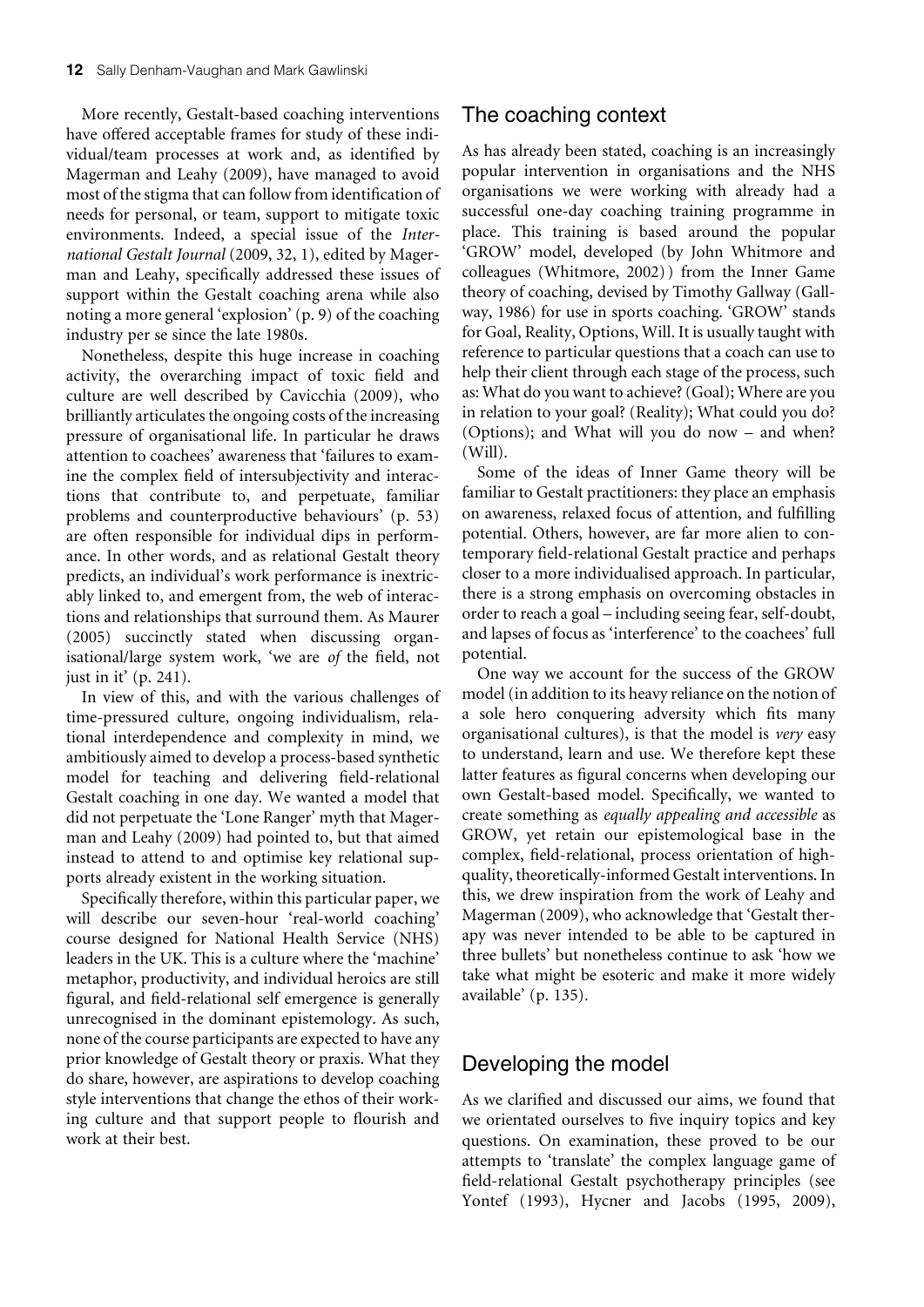More recently, Gestalt-based coaching interventions have offered acceptable frames for study of these individual/team processes at work and, as identified by Magerman and Leahy (2009), have managed to avoid most of the stigma that can follow from identification of needs for personal, or team, support to mitigate toxic environments. Indeed, a special issue of the *International Gestalt Journal* (2009, 32, 1), edited by Magerman and Leahy, specifically addressed these issues of support within the Gestalt coaching arena while also noting a more general 'explosion' (p. 9) of the coaching industry per se since the late 1980s.

Nonetheless, despite this huge increase in coaching activity, the overarching impact of toxic field and culture are well described by Cavicchia (2009), who brilliantly articulates the ongoing costs of the increasing pressure of organisational life. In particular he draws attention to coachees' awareness that 'failures to examine the complex field of intersubjectivity and interactions that contribute to, and perpetuate, familiar problems and counterproductive behaviours' (p. 53) are often responsible for individual dips in performance. In other words, and as relational Gestalt theory predicts, an individual's work performance is inextricably linked to, and emergent from, the web of interactions and relationships that surround them. As Maurer (2005) succinctly stated when discussing organisational/large system work, 'we are *of* the field, not just in it' (p. 241).

In view of this, and with the various challenges of time-pressured culture, ongoing individualism, relational interdependence and complexity in mind, we ambitiously aimed to develop a process-based synthetic model for teaching and delivering field-relational Gestalt coaching in one day. We wanted a model that did not perpetuate the 'Lone Ranger' myth that Magerman and Leahy (2009) had pointed to, but that aimed instead to attend to and optimise key relational supports already existent in the working situation.

Specifically therefore, within this particular paper, we will describe our seven-hour 'real-world coaching' course designed for National Health Service (NHS) leaders in the UK. This is a culture where the 'machine' metaphor, productivity, and individual heroics are still figural, and field-relational self emergence is generally unrecognised in the dominant epistemology. As such, none of the course participants are expected to have any prior knowledge of Gestalt theory or praxis. What they do share, however, are aspirations to develop coaching style interventions that change the ethos of their working culture and that support people to flourish and work at their best.

## The coaching context

As has already been stated, coaching is an increasingly popular intervention in organisations and the NHS organisations we were working with already had a successful one-day coaching training programme in place. This training is based around the popular 'GROW' model, developed (by John Whitmore and colleagues (Whitmore, 2002) ) from the Inner Game theory of coaching, devised by Timothy Gallway (Gallway, 1986) for use in sports coaching. 'GROW' stands for Goal, Reality, Options, Will. It is usually taught with reference to particular questions that a coach can use to help their client through each stage of the process, such as: What do you want to achieve? (Goal); Where are you in relation to your goal? (Reality); What could you do? (Options); and What will you do now – and when? (Will).

Some of the ideas of Inner Game theory will be familiar to Gestalt practitioners: they place an emphasis on awareness, relaxed focus of attention, and fulfilling potential. Others, however, are far more alien to contemporary field-relational Gestalt practice and perhaps closer to a more individualised approach. In particular, there is a strong emphasis on overcoming obstacles in order to reach a goal – including seeing fear, self-doubt, and lapses of focus as 'interference' to the coachees' full potential.

One way we account for the success of the GROW model (in addition to its heavy reliance on the notion of a sole hero conquering adversity which fits many organisational cultures), is that the model is *very* easy to understand, learn and use. We therefore kept these latter features as figural concerns when developing our own Gestalt-based model. Specifically, we wanted to create something as *equally appealing and accessible* as GROW, yet retain our epistemological base in the complex, field-relational, process orientation of high-quality, theoretically-informed Gestalt interventions. In this, we drew inspiration from the work of Leahy and Magerman (2009), who acknowledge that 'Gestalt therapy was never intended to be able to be captured in three bullets' but nonetheless continue to ask 'how we take what might be esoteric and make it more widely available' (p. 135).

## Developing the model

As we clarified and discussed our aims, we found that we orientated ourselves to five inquiry topics and key questions. On examination, these proved to be our attempts to 'translate' the complex language game of field-relational Gestalt psychotherapy principles (see Yontef (1993), Hycner and Jacobs (1995, 2009),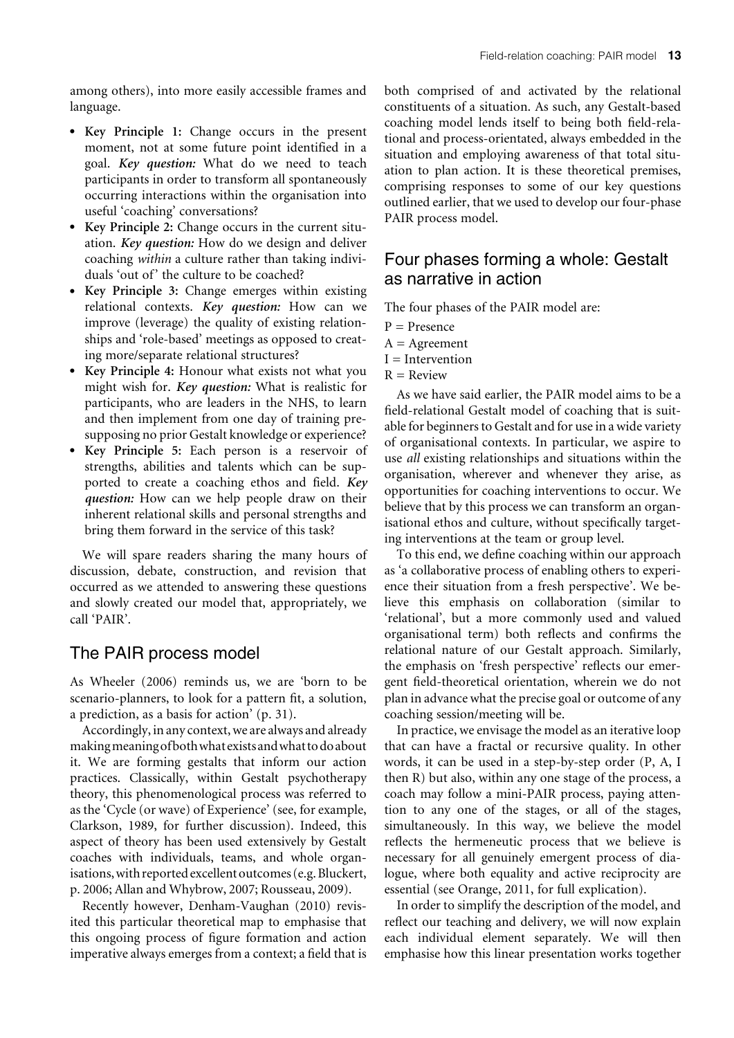among others), into more easily accessible frames and language.

- **Key Principle 1:** Change occurs in the present moment, not at some future point identified in a goal. ***Key question:*** What do we need to teach participants in order to transform all spontaneously occurring interactions within the organisation into useful 'coaching' conversations?
- **Key Principle 2:** Change occurs in the current situation. ***Key question:*** How do we design and deliver coaching *within* a culture rather than taking individuals 'out of' the culture to be coached?
- **Key Principle 3:** Change emerges within existing relational contexts. ***Key question:*** How can we improve (leverage) the quality of existing relationships and 'role-based' meetings as opposed to creating more/separate relational structures?
- **Key Principle 4:** Honour what exists not what you might wish for. ***Key question:*** What is realistic for participants, who are leaders in the NHS, to learn and then implement from one day of training presupposing no prior Gestalt knowledge or experience?
- **Key Principle 5:** Each person is a reservoir of strengths, abilities and talents which can be supported to create a coaching ethos and field. ***Key question:*** How can we help people draw on their inherent relational skills and personal strengths and bring them forward in the service of this task?

We will spare readers sharing the many hours of discussion, debate, construction, and revision that occurred as we attended to answering these questions and slowly created our model that, appropriately, we call 'PAIR'.

## The PAIR process model

As Wheeler (2006) reminds us, we are 'born to be scenario-planners, to look for a pattern fit, a solution, a prediction, as a basis for action' (p. 31).

Accordingly, in any context, we are always and already making meaning of both what exists and what to do about it. We are forming gestalts that inform our action practices. Classically, within Gestalt psychotherapy theory, this phenomenological process was referred to as the 'Cycle (or wave) of Experience' (see, for example, Clarkson, 1989, for further discussion). Indeed, this aspect of theory has been used extensively by Gestalt coaches with individuals, teams, and whole organisations, with reported excellent outcomes (e.g. Bluckert, p. 2006; Allan and Whybrow, 2007; Rousseau, 2009).

Recently however, Denham-Vaughan (2010) revisited this particular theoretical map to emphasise that this ongoing process of figure formation and action imperative always emerges from a context; a field that is both comprised of and activated by the relational constituents of a situation. As such, any Gestalt-based coaching model lends itself to being both field-relational and process-orientated, always embedded in the situation and employing awareness of that total situation to plan action. It is these theoretical premises, comprising responses to some of our key questions outlined earlier, that we used to develop our four-phase PAIR process model.

## Four phases forming a whole: Gestalt as narrative in action

The four phases of the PAIR model are:

P = Presence
A = Agreement
I = Intervention
R = Review

As we have said earlier, the PAIR model aims to be a field-relational Gestalt model of coaching that is suitable for beginners to Gestalt and for use in a wide variety of organisational contexts. In particular, we aspire to use *all* existing relationships and situations within the organisation, wherever and whenever they arise, as opportunities for coaching interventions to occur. We believe that by this process we can transform an organisational ethos and culture, without specifically targeting interventions at the team or group level.

To this end, we define coaching within our approach as 'a collaborative process of enabling others to experience their situation from a fresh perspective'. We believe this emphasis on collaboration (similar to 'relational', but a more commonly used and valued organisational term) both reflects and confirms the relational nature of our Gestalt approach. Similarly, the emphasis on 'fresh perspective' reflects our emergent field-theoretical orientation, wherein we do not plan in advance what the precise goal or outcome of any coaching session/meeting will be.

In practice, we envisage the model as an iterative loop that can have a fractal or recursive quality. In other words, it can be used in a step-by-step order (P, A, I then R) but also, within any one stage of the process, a coach may follow a mini-PAIR process, paying attention to any one of the stages, or all of the stages, simultaneously. In this way, we believe the model reflects the hermeneutic process that we believe is necessary for all genuinely emergent process of dialogue, where both equality and active reciprocity are essential (see Orange, 2011, for full explication).

In order to simplify the description of the model, and reflect our teaching and delivery, we will now explain each individual element separately. We will then emphasise how this linear presentation works together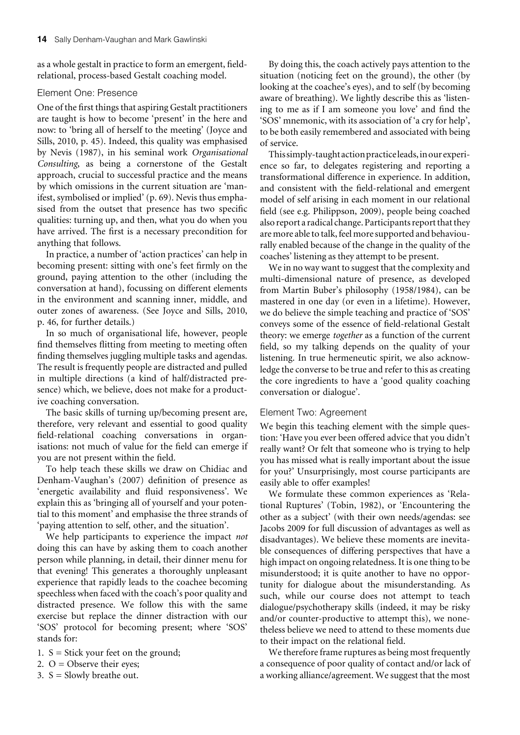as a whole gestalt in practice to form an emergent, field-relational, process-based Gestalt coaching model.

### Element One: Presence

One of the first things that aspiring Gestalt practitioners are taught is how to become 'present' in the here and now: to 'bring all of herself to the meeting' (Joyce and Sills, 2010, p. 45). Indeed, this quality was emphasised by Nevis (1987), in his seminal work *Organisational Consulting*, as being a cornerstone of the Gestalt approach, crucial to successful practice and the means by which omissions in the current situation are 'manifest, symbolised or implied' (p. 69). Nevis thus emphasised from the outset that presence has two specific qualities: turning up, and then, what you do when you have arrived. The first is a necessary precondition for anything that follows.

In practice, a number of 'action practices' can help in becoming present: sitting with one's feet firmly on the ground, paying attention to the other (including the conversation at hand), focussing on different elements in the environment and scanning inner, middle, and outer zones of awareness. (See Joyce and Sills, 2010, p. 46, for further details.)

In so much of organisational life, however, people find themselves flitting from meeting to meeting often finding themselves juggling multiple tasks and agendas. The result is frequently people are distracted and pulled in multiple directions (a kind of half/distracted presence) which, we believe, does not make for a productive coaching conversation.

The basic skills of turning up/becoming present are, therefore, very relevant and essential to good quality field-relational coaching conversations in organisations: not much of value for the field can emerge if you are not present within the field.

To help teach these skills we draw on Chidiac and Denham-Vaughan's (2007) definition of presence as 'energetic availability and fluid responsiveness'. We explain this as 'bringing all of yourself and your potential to this moment' and emphasise the three strands of 'paying attention to self, other, and the situation'.

We help participants to experience the impact *not* doing this can have by asking them to coach another person while planning, in detail, their dinner menu for that evening! This generates a thoroughly unpleasant experience that rapidly leads to the coachee becoming speechless when faced with the coach's poor quality and distracted presence. We follow this with the same exercise but replace the dinner distraction with our 'SOS' protocol for becoming present; where 'SOS' stands for:

1. S = Stick your feet on the ground;
2. O = Observe their eyes;
3. S = Slowly breathe out.

By doing this, the coach actively pays attention to the situation (noticing feet on the ground), the other (by looking at the coachee's eyes), and to self (by becoming aware of breathing). We lightly describe this as 'listening to me as if I am someone you love' and find the 'SOS' mnemonic, with its association of 'a cry for help', to be both easily remembered and associated with being of service.

This simply-taught action practice leads, in our experience so far, to delegates registering and reporting a transformational difference in experience. In addition, and consistent with the field-relational and emergent model of self arising in each moment in our relational field (see e.g. Philippson, 2009), people being coached also report a radical change. Participants report that they are more able to talk, feel more supported and behaviourally enabled because of the change in the quality of the coaches' listening as they attempt to be present.

We in no way want to suggest that the complexity and multi-dimensional nature of presence, as developed from Martin Buber's philosophy (1958/1984), can be mastered in one day (or even in a lifetime). However, we do believe the simple teaching and practice of 'SOS' conveys some of the essence of field-relational Gestalt theory: we emerge *together* as a function of the current field, so my talking depends on the quality of your listening. In true hermeneutic spirit, we also acknowledge the converse to be true and refer to this as creating the core ingredients to have a 'good quality coaching conversation or dialogue'.

### Element Two: Agreement

We begin this teaching element with the simple question: 'Have you ever been offered advice that you didn't really want? Or felt that someone who is trying to help you has missed what is really important about the issue for you?' Unsurprisingly, most course participants are easily able to offer examples!

We formulate these common experiences as 'Relational Ruptures' (Tobin, 1982), or 'Encountering the other as a subject' (with their own needs/agendas: see Jacobs 2009 for full discussion of advantages as well as disadvantages). We believe these moments are inevitable consequences of differing perspectives that have a high impact on ongoing relatedness. It is one thing to be misunderstood; it is quite another to have no opportunity for dialogue about the misunderstanding. As such, while our course does not attempt to teach dialogue/psychotherapy skills (indeed, it may be risky and/or counter-productive to attempt this), we nonetheless believe we need to attend to these moments due to their impact on the relational field.

We therefore frame ruptures as being most frequently a consequence of poor quality of contact and/or lack of a working alliance/agreement. We suggest that the most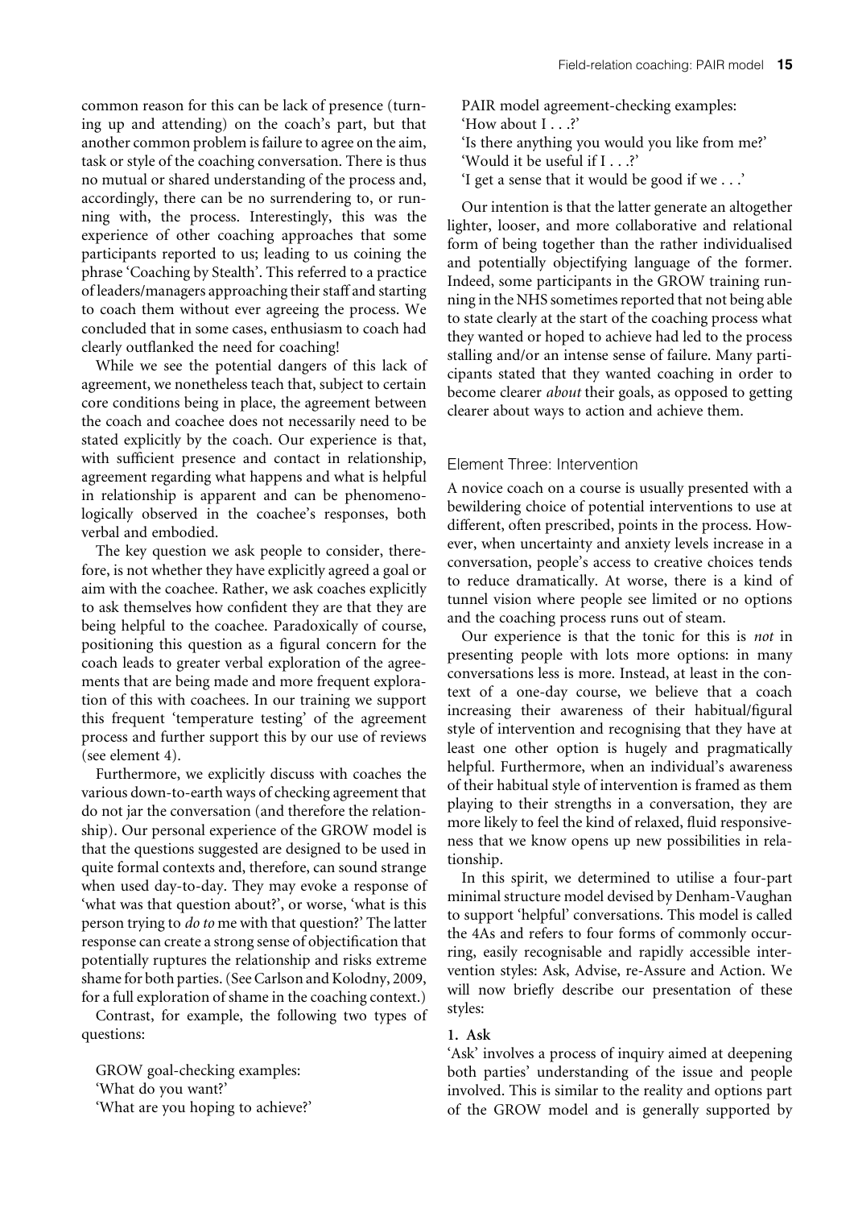common reason for this can be lack of presence (turning up and attending) on the coach's part, but that another common problem is failure to agree on the aim, task or style of the coaching conversation. There is thus no mutual or shared understanding of the process and, accordingly, there can be no surrendering to, or running with, the process. Interestingly, this was the experience of other coaching approaches that some participants reported to us; leading to us coining the phrase 'Coaching by Stealth'. This referred to a practice of leaders/managers approaching their staff and starting to coach them without ever agreeing the process. We concluded that in some cases, enthusiasm to coach had clearly outflanked the need for coaching!

While we see the potential dangers of this lack of agreement, we nonetheless teach that, subject to certain core conditions being in place, the agreement between the coach and coachee does not necessarily need to be stated explicitly by the coach. Our experience is that, with sufficient presence and contact in relationship, agreement regarding what happens and what is helpful in relationship is apparent and can be phenomenologically observed in the coachee's responses, both verbal and embodied.

The key question we ask people to consider, therefore, is not whether they have explicitly agreed a goal or aim with the coachee. Rather, we ask coaches explicitly to ask themselves how confident they are that they are being helpful to the coachee. Paradoxically of course, positioning this question as a figural concern for the coach leads to greater verbal exploration of the agreements that are being made and more frequent exploration of this with coachees. In our training we support this frequent 'temperature testing' of the agreement process and further support this by our use of reviews (see element 4).

Furthermore, we explicitly discuss with coaches the various down-to-earth ways of checking agreement that do not jar the conversation (and therefore the relationship). Our personal experience of the GROW model is that the questions suggested are designed to be used in quite formal contexts and, therefore, can sound strange when used day-to-day. They may evoke a response of 'what was that question about?', or worse, 'what is this person trying to *do to* me with that question?' The latter response can create a strong sense of objectification that potentially ruptures the relationship and risks extreme shame for both parties. (See Carlson and Kolodny, 2009, for a full exploration of shame in the coaching context.)

Contrast, for example, the following two types of questions:

GROW goal-checking examples:
'What do you want?'
'What are you hoping to achieve?'

PAIR model agreement-checking examples:
'How about I . . .?'
'Is there anything you would you like from me?'
'Would it be useful if I . . .?'
'I get a sense that it would be good if we . . .'

Our intention is that the latter generate an altogether lighter, looser, and more collaborative and relational form of being together than the rather individualised and potentially objectifying language of the former. Indeed, some participants in the GROW training running in the NHS sometimes reported that not being able to state clearly at the start of the coaching process what they wanted or hoped to achieve had led to the process stalling and/or an intense sense of failure. Many participants stated that they wanted coaching in order to become clearer *about* their goals, as opposed to getting clearer about ways to action and achieve them.

### Element Three: Intervention

A novice coach on a course is usually presented with a bewildering choice of potential interventions to use at different, often prescribed, points in the process. However, when uncertainty and anxiety levels increase in a conversation, people's access to creative choices tends to reduce dramatically. At worse, there is a kind of tunnel vision where people see limited or no options and the coaching process runs out of steam.

Our experience is that the tonic for this is *not* in presenting people with lots more options: in many conversations less is more. Instead, at least in the context of a one-day course, we believe that a coach increasing their awareness of their habitual/figural style of intervention and recognising that they have at least one other option is hugely and pragmatically helpful. Furthermore, when an individual's awareness of their habitual style of intervention is framed as them playing to their strengths in a conversation, they are more likely to feel the kind of relaxed, fluid responsiveness that we know opens up new possibilities in relationship.

In this spirit, we determined to utilise a four-part minimal structure model devised by Denham-Vaughan to support 'helpful' conversations. This model is called the 4As and refers to four forms of commonly occurring, easily recognisable and rapidly accessible intervention styles: Ask, Advise, re-Assure and Action. We will now briefly describe our presentation of these styles:

**1. Ask**

'Ask' involves a process of inquiry aimed at deepening both parties' understanding of the issue and people involved. This is similar to the reality and options part of the GROW model and is generally supported by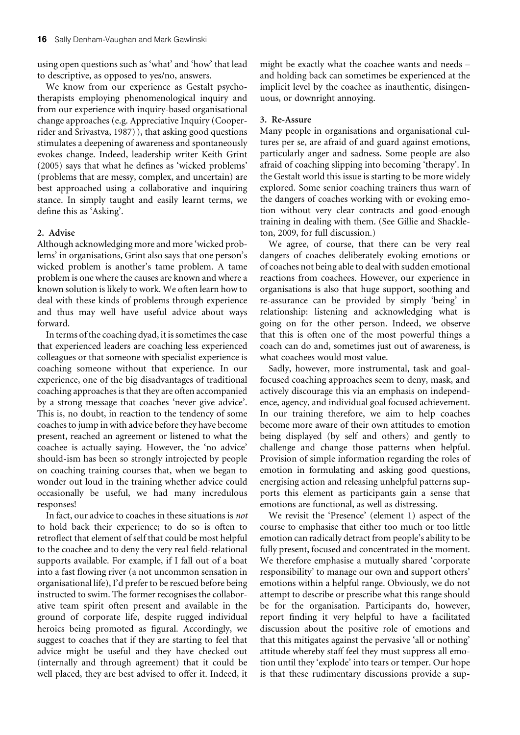using open questions such as 'what' and 'how' that lead to descriptive, as opposed to yes/no, answers.

We know from our experience as Gestalt psychotherapists employing phenomenological inquiry and from our experience with inquiry-based organisational change approaches (e.g. Appreciative Inquiry (Cooperrider and Srivastva, 1987) ), that asking good questions stimulates a deepening of awareness and spontaneously evokes change. Indeed, leadership writer Keith Grint (2005) says that what he defines as 'wicked problems' (problems that are messy, complex, and uncertain) are best approached using a collaborative and inquiring stance. In simply taught and easily learnt terms, we define this as 'Asking'.

**2. Advise**

Although acknowledging more and more 'wicked problems' in organisations, Grint also says that one person's wicked problem is another's tame problem. A tame problem is one where the causes are known and where a known solution is likely to work. We often learn how to deal with these kinds of problems through experience and thus may well have useful advice about ways forward.

In terms of the coaching dyad, it is sometimes the case that experienced leaders are coaching less experienced colleagues or that someone with specialist experience is coaching someone without that experience. In our experience, one of the big disadvantages of traditional coaching approaches is that they are often accompanied by a strong message that coaches 'never give advice'. This is, no doubt, in reaction to the tendency of some coaches to jump in with advice before they have become present, reached an agreement or listened to what the coachee is actually saying. However, the 'no advice' should-ism has been so strongly introjected by people on coaching training courses that, when we began to wonder out loud in the training whether advice could occasionally be useful, we had many incredulous responses!

In fact, our advice to coaches in these situations is *not* to hold back their experience; to do so is often to retroflect that element of self that could be most helpful to the coachee and to deny the very real field-relational supports available. For example, if I fall out of a boat into a fast flowing river (a not uncommon sensation in organisational life), I'd prefer to be rescued before being instructed to swim. The former recognises the collaborative team spirit often present and available in the ground of corporate life, despite rugged individual heroics being promoted as figural. Accordingly, we suggest to coaches that if they are starting to feel that advice might be useful and they have checked out (internally and through agreement) that it could be well placed, they are best advised to offer it. Indeed, it might be exactly what the coachee wants and needs – and holding back can sometimes be experienced at the implicit level by the coachee as inauthentic, disingenuous, or downright annoying.

**3. Re-Assure**

Many people in organisations and organisational cultures per se, are afraid of and guard against emotions, particularly anger and sadness. Some people are also afraid of coaching slipping into becoming 'therapy'. In the Gestalt world this issue is starting to be more widely explored. Some senior coaching trainers thus warn of the dangers of coaches working with or evoking emotion without very clear contracts and good-enough training in dealing with them. (See Gillie and Shackleton, 2009, for full discussion.)

We agree, of course, that there can be very real dangers of coaches deliberately evoking emotions or of coaches not being able to deal with sudden emotional reactions from coachees. However, our experience in organisations is also that huge support, soothing and re-assurance can be provided by simply 'being' in relationship: listening and acknowledging what is going on for the other person. Indeed, we observe that this is often one of the most powerful things a coach can do and, sometimes just out of awareness, is what coachees would most value.

Sadly, however, more instrumental, task and goal-focused coaching approaches seem to deny, mask, and actively discourage this via an emphasis on independence, agency, and individual goal focused achievement. In our training therefore, we aim to help coaches become more aware of their own attitudes to emotion being displayed (by self and others) and gently to challenge and change those patterns when helpful. Provision of simple information regarding the roles of emotion in formulating and asking good questions, energising action and releasing unhelpful patterns supports this element as participants gain a sense that emotions are functional, as well as distressing.

We revisit the 'Presence' (element 1) aspect of the course to emphasise that either too much or too little emotion can radically detract from people's ability to be fully present, focused and concentrated in the moment. We therefore emphasise a mutually shared 'corporate responsibility' to manage our own and support others' emotions within a helpful range. Obviously, we do not attempt to describe or prescribe what this range should be for the organisation. Participants do, however, report finding it very helpful to have a facilitated discussion about the positive role of emotions and that this mitigates against the pervasive 'all or nothing' attitude whereby staff feel they must suppress all emotion until they 'explode' into tears or temper. Our hope is that these rudimentary discussions provide a sup-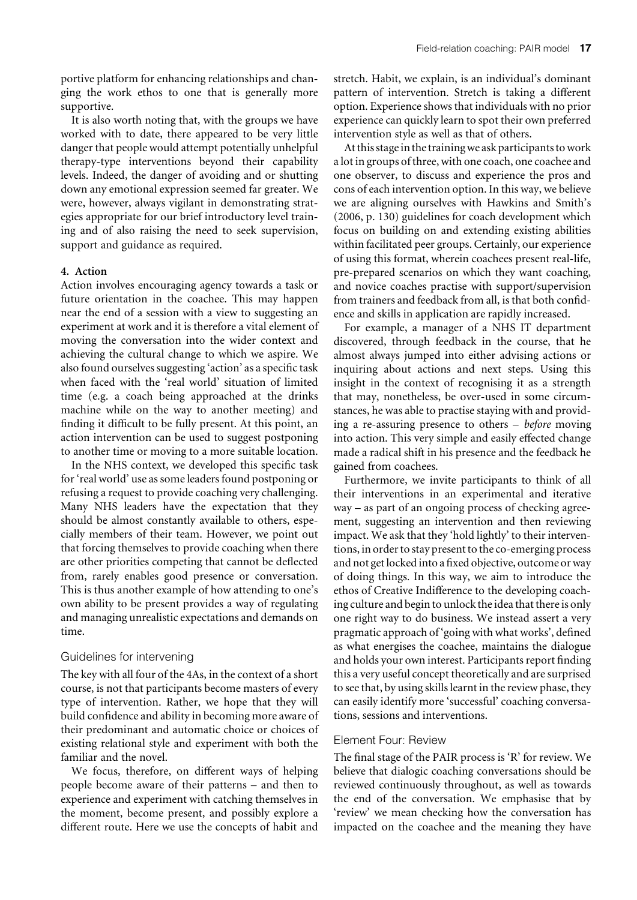portive platform for enhancing relationships and changing the work ethos to one that is generally more supportive.

It is also worth noting that, with the groups we have worked with to date, there appeared to be very little danger that people would attempt potentially unhelpful therapy-type interventions beyond their capability levels. Indeed, the danger of avoiding and or shutting down any emotional expression seemed far greater. We were, however, always vigilant in demonstrating strategies appropriate for our brief introductory level training and of also raising the need to seek supervision, support and guidance as required.

**4. Action**

Action involves encouraging agency towards a task or future orientation in the coachee. This may happen near the end of a session with a view to suggesting an experiment at work and it is therefore a vital element of moving the conversation into the wider context and achieving the cultural change to which we aspire. We also found ourselves suggesting 'action' as a specific task when faced with the 'real world' situation of limited time (e.g. a coach being approached at the drinks machine while on the way to another meeting) and finding it difficult to be fully present. At this point, an action intervention can be used to suggest postponing to another time or moving to a more suitable location.

In the NHS context, we developed this specific task for 'real world' use as some leaders found postponing or refusing a request to provide coaching very challenging. Many NHS leaders have the expectation that they should be almost constantly available to others, especially members of their team. However, we point out that forcing themselves to provide coaching when there are other priorities competing that cannot be deflected from, rarely enables good presence or conversation. This is thus another example of how attending to one's own ability to be present provides a way of regulating and managing unrealistic expectations and demands on time.

## Guidelines for intervening

The key with all four of the 4As, in the context of a short course, is not that participants become masters of every type of intervention. Rather, we hope that they will build confidence and ability in becoming more aware of their predominant and automatic choice or choices of existing relational style and experiment with both the familiar and the novel.

We focus, therefore, on different ways of helping people become aware of their patterns – and then to experience and experiment with catching themselves in the moment, become present, and possibly explore a different route. Here we use the concepts of habit and stretch. Habit, we explain, is an individual's dominant pattern of intervention. Stretch is taking a different option. Experience shows that individuals with no prior experience can quickly learn to spot their own preferred intervention style as well as that of others.

At this stage in the training we ask participants to work a lot in groups of three, with one coach, one coachee and one observer, to discuss and experience the pros and cons of each intervention option. In this way, we believe we are aligning ourselves with Hawkins and Smith's (2006, p. 130) guidelines for coach development which focus on building on and extending existing abilities within facilitated peer groups. Certainly, our experience of using this format, wherein coachees present real-life, pre-prepared scenarios on which they want coaching, and novice coaches practise with support/supervision from trainers and feedback from all, is that both confidence and skills in application are rapidly increased.

For example, a manager of a NHS IT department discovered, through feedback in the course, that he almost always jumped into either advising actions or inquiring about actions and next steps. Using this insight in the context of recognising it as a strength that may, nonetheless, be over-used in some circumstances, he was able to practise staying with and providing a re-assuring presence to others – *before* moving into action. This very simple and easily effected change made a radical shift in his presence and the feedback he gained from coachees.

Furthermore, we invite participants to think of all their interventions in an experimental and iterative way – as part of an ongoing process of checking agreement, suggesting an intervention and then reviewing impact. We ask that they 'hold lightly' to their interventions, in order to stay present to the co-emerging process and not get locked into a fixed objective, outcome or way of doing things. In this way, we aim to introduce the ethos of Creative Indifference to the developing coaching culture and begin to unlock the idea that there is only one right way to do business. We instead assert a very pragmatic approach of 'going with what works', defined as what energises the coachee, maintains the dialogue and holds your own interest. Participants report finding this a very useful concept theoretically and are surprised to see that, by using skills learnt in the review phase, they can easily identify more 'successful' coaching conversations, sessions and interventions.

## Element Four: Review

The final stage of the PAIR process is 'R' for review. We believe that dialogic coaching conversations should be reviewed continuously throughout, as well as towards the end of the conversation. We emphasise that by 'review' we mean checking how the conversation has impacted on the coachee and the meaning they have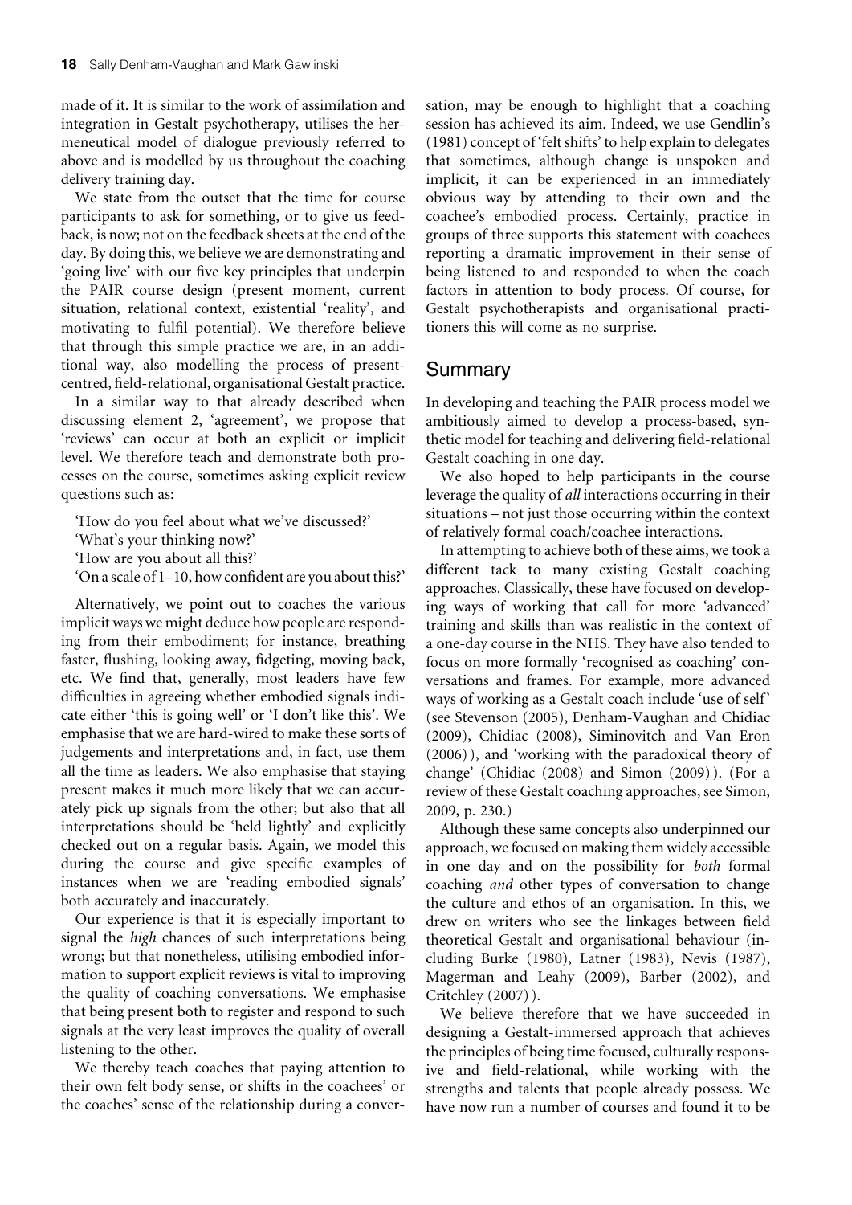made of it. It is similar to the work of assimilation and integration in Gestalt psychotherapy, utilises the hermeneutical model of dialogue previously referred to above and is modelled by us throughout the coaching delivery training day.

We state from the outset that the time for course participants to ask for something, or to give us feedback, is now; not on the feedback sheets at the end of the day. By doing this, we believe we are demonstrating and 'going live' with our five key principles that underpin the PAIR course design (present moment, current situation, relational context, existential 'reality', and motivating to fulfil potential). We therefore believe that through this simple practice we are, in an additional way, also modelling the process of present-centred, field-relational, organisational Gestalt practice.

In a similar way to that already described when discussing element 2, 'agreement', we propose that 'reviews' can occur at both an explicit or implicit level. We therefore teach and demonstrate both processes on the course, sometimes asking explicit review questions such as:

'How do you feel about what we've discussed?'
'What's your thinking now?'
'How are you about all this?'
'On a scale of 1–10, how confident are you about this?'

Alternatively, we point out to coaches the various implicit ways we might deduce how people are responding from their embodiment; for instance, breathing faster, flushing, looking away, fidgeting, moving back, etc. We find that, generally, most leaders have few difficulties in agreeing whether embodied signals indicate either 'this is going well' or 'I don't like this'. We emphasise that we are hard-wired to make these sorts of judgements and interpretations and, in fact, use them all the time as leaders. We also emphasise that staying present makes it much more likely that we can accurately pick up signals from the other; but also that all interpretations should be 'held lightly' and explicitly checked out on a regular basis. Again, we model this during the course and give specific examples of instances when we are 'reading embodied signals' both accurately and inaccurately.

Our experience is that it is especially important to signal the *high* chances of such interpretations being wrong; but that nonetheless, utilising embodied information to support explicit reviews is vital to improving the quality of coaching conversations. We emphasise that being present both to register and respond to such signals at the very least improves the quality of overall listening to the other.

We thereby teach coaches that paying attention to their own felt body sense, or shifts in the coachees' or the coaches' sense of the relationship during a conversation, may be enough to highlight that a coaching session has achieved its aim. Indeed, we use Gendlin's (1981) concept of 'felt shifts' to help explain to delegates that sometimes, although change is unspoken and implicit, it can be experienced in an immediately obvious way by attending to their own and the coachee's embodied process. Certainly, practice in groups of three supports this statement with coachees reporting a dramatic improvement in their sense of being listened to and responded to when the coach factors in attention to body process. Of course, for Gestalt psychotherapists and organisational practitioners this will come as no surprise.

## Summary

In developing and teaching the PAIR process model we ambitiously aimed to develop a process-based, synthetic model for teaching and delivering field-relational Gestalt coaching in one day.

We also hoped to help participants in the course leverage the quality of *all* interactions occurring in their situations – not just those occurring within the context of relatively formal coach/coachee interactions.

In attempting to achieve both of these aims, we took a different tack to many existing Gestalt coaching approaches. Classically, these have focused on developing ways of working that call for more 'advanced' training and skills than was realistic in the context of a one-day course in the NHS. They have also tended to focus on more formally 'recognised as coaching' conversations and frames. For example, more advanced ways of working as a Gestalt coach include 'use of self' (see Stevenson (2005), Denham-Vaughan and Chidiac (2009), Chidiac (2008), Siminovitch and Van Eron (2006)), and 'working with the paradoxical theory of change' (Chidiac (2008) and Simon (2009)). (For a review of these Gestalt coaching approaches, see Simon, 2009, p. 230.)

Although these same concepts also underpinned our approach, we focused on making them widely accessible in one day and on the possibility for *both* formal coaching *and* other types of conversation to change the culture and ethos of an organisation. In this, we drew on writers who see the linkages between field theoretical Gestalt and organisational behaviour (including Burke (1980), Latner (1983), Nevis (1987), Magerman and Leahy (2009), Barber (2002), and Critchley (2007)).

We believe therefore that we have succeeded in designing a Gestalt-immersed approach that achieves the principles of being time focused, culturally responsive and field-relational, while working with the strengths and talents that people already possess. We have now run a number of courses and found it to be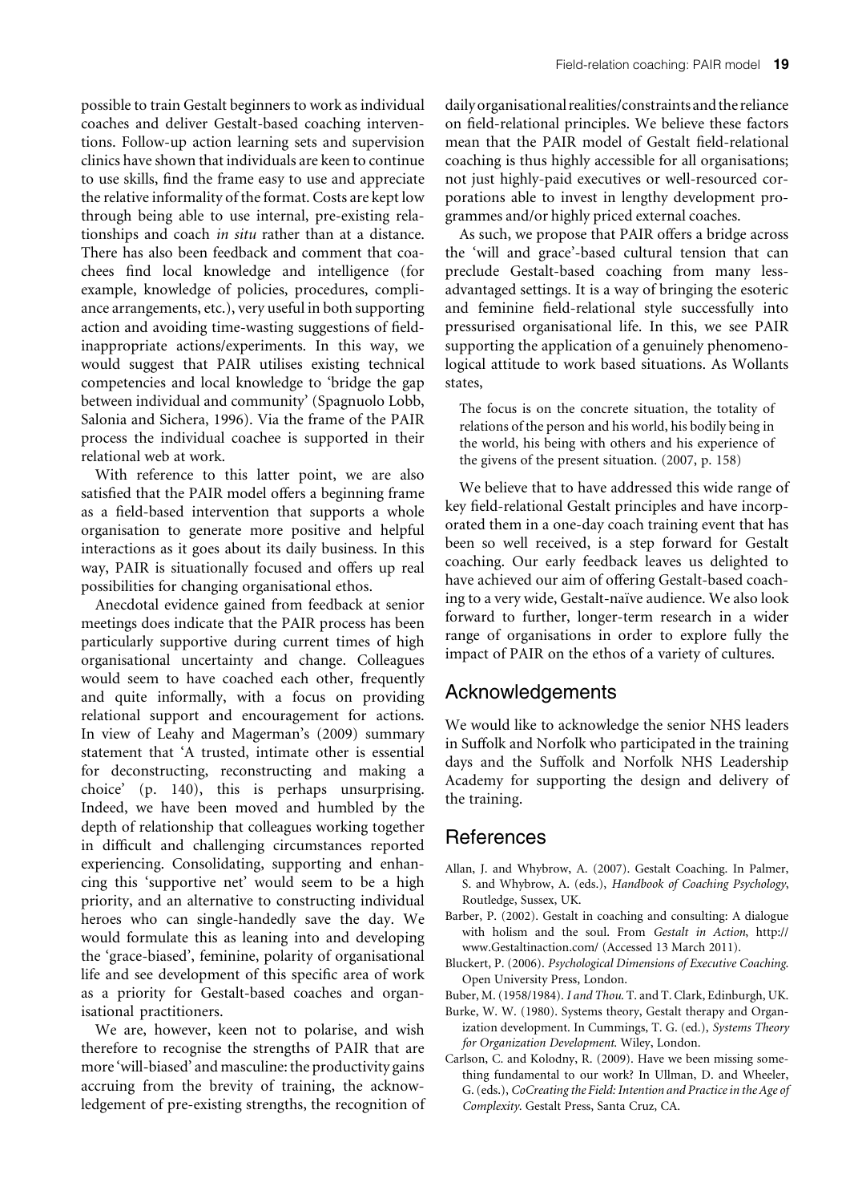possible to train Gestalt beginners to work as individual coaches and deliver Gestalt-based coaching interventions. Follow-up action learning sets and supervision clinics have shown that individuals are keen to continue to use skills, find the frame easy to use and appreciate the relative informality of the format. Costs are kept low through being able to use internal, pre-existing relationships and coach *in situ* rather than at a distance. There has also been feedback and comment that coachees find local knowledge and intelligence (for example, knowledge of policies, procedures, compliance arrangements, etc.), very useful in both supporting action and avoiding time-wasting suggestions of field-inappropriate actions/experiments. In this way, we would suggest that PAIR utilises existing technical competencies and local knowledge to 'bridge the gap between individual and community' (Spagnuolo Lobb, Salonia and Sichera, 1996). Via the frame of the PAIR process the individual coachee is supported in their relational web at work.

With reference to this latter point, we are also satisfied that the PAIR model offers a beginning frame as a field-based intervention that supports a whole organisation to generate more positive and helpful interactions as it goes about its daily business. In this way, PAIR is situationally focused and offers up real possibilities for changing organisational ethos.

Anecdotal evidence gained from feedback at senior meetings does indicate that the PAIR process has been particularly supportive during current times of high organisational uncertainty and change. Colleagues would seem to have coached each other, frequently and quite informally, with a focus on providing relational support and encouragement for actions. In view of Leahy and Magerman's (2009) summary statement that 'A trusted, intimate other is essential for deconstructing, reconstructing and making a choice' (p. 140), this is perhaps unsurprising. Indeed, we have been moved and humbled by the depth of relationship that colleagues working together in difficult and challenging circumstances reported experiencing. Consolidating, supporting and enhancing this 'supportive net' would seem to be a high priority, and an alternative to constructing individual heroes who can single-handedly save the day. We would formulate this as leaning into and developing the 'grace-biased', feminine, polarity of organisational life and see development of this specific area of work as a priority for Gestalt-based coaches and organisational practitioners.

We are, however, keen not to polarise, and wish therefore to recognise the strengths of PAIR that are more 'will-biased' and masculine: the productivity gains accruing from the brevity of training, the acknowledgement of pre-existing strengths, the recognition of daily organisational realities/constraints and the reliance on field-relational principles. We believe these factors mean that the PAIR model of Gestalt field-relational coaching is thus highly accessible for all organisations; not just highly-paid executives or well-resourced corporations able to invest in lengthy development programmes and/or highly priced external coaches.

As such, we propose that PAIR offers a bridge across the 'will and grace'-based cultural tension that can preclude Gestalt-based coaching from many less-advantaged settings. It is a way of bringing the esoteric and feminine field-relational style successfully into pressurised organisational life. In this, we see PAIR supporting the application of a genuinely phenomenological attitude to work based situations. As Wollants states,

> The focus is on the concrete situation, the totality of relations of the person and his world, his bodily being in the world, his being with others and his experience of the givens of the present situation. (2007, p. 158)

We believe that to have addressed this wide range of key field-relational Gestalt principles and have incorporated them in a one-day coach training event that has been so well received, is a step forward for Gestalt coaching. Our early feedback leaves us delighted to have achieved our aim of offering Gestalt-based coaching to a very wide, Gestalt-naïve audience. We also look forward to further, longer-term research in a wider range of organisations in order to explore fully the impact of PAIR on the ethos of a variety of cultures.

## Acknowledgements

We would like to acknowledge the senior NHS leaders in Suffolk and Norfolk who participated in the training days and the Suffolk and Norfolk NHS Leadership Academy for supporting the design and delivery of the training.

## References

Allan, J. and Whybrow, A. (2007). Gestalt Coaching. In Palmer, S. and Whybrow, A. (eds.), *Handbook of Coaching Psychology*, Routledge, Sussex, UK.

Barber, P. (2002). Gestalt in coaching and consulting: A dialogue with holism and the soul. From *Gestalt in Action*, http://www.Gestaltinaction.com/ (Accessed 13 March 2011).

Bluckert, P. (2006). *Psychological Dimensions of Executive Coaching.* Open University Press, London.

Buber, M. (1958/1984). *I and Thou.* T. and T. Clark, Edinburgh, UK.

Burke, W. W. (1980). Systems theory, Gestalt therapy and Organization development. In Cummings, T. G. (ed.), *Systems Theory for Organization Development.* Wiley, London.

Carlson, C. and Kolodny, R. (2009). Have we been missing something fundamental to our work? In Ullman, D. and Wheeler, G. (eds.), *CoCreating the Field: Intention and Practice in the Age of Complexity.* Gestalt Press, Santa Cruz, CA.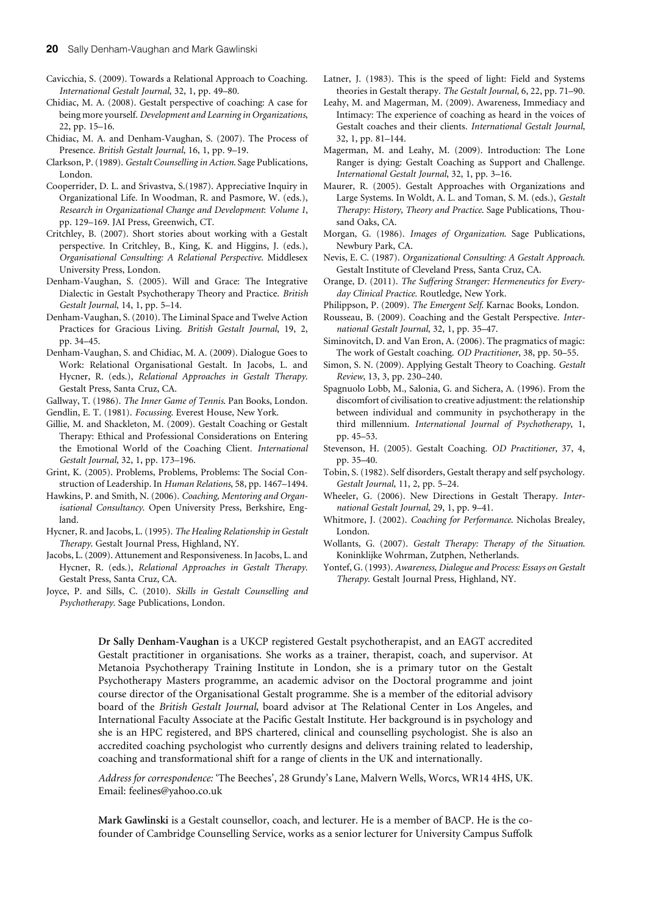Cavicchia, S. (2009). Towards a Relational Approach to Coaching. *International Gestalt Journal*, 32, 1, pp. 49–80.

Chidiac, M. A. (2008). Gestalt perspective of coaching: A case for being more yourself. *Development and Learning in Organizations*, 22, pp. 15–16.

Chidiac, M. A. and Denham-Vaughan, S. (2007). The Process of Presence. *British Gestalt Journal*, 16, 1, pp. 9–19.

Clarkson, P. (1989). *Gestalt Counselling in Action*. Sage Publications, London.

Cooperrider, D. L. and Srivastva, S.(1987). Appreciative Inquiry in Organizational Life. In Woodman, R. and Pasmore, W. (eds.), *Research in Organizational Change and Development*: *Volume 1*, pp. 129–169. JAI Press, Greenwich, CT.

Critchley, B. (2007). Short stories about working with a Gestalt perspective. In Critchley, B., King, K. and Higgins, J. (eds.), *Organisational Consulting: A Relational Perspective*. Middlesex University Press, London.

Denham-Vaughan, S. (2005). Will and Grace: The Integrative Dialectic in Gestalt Psychotherapy Theory and Practice. *British Gestalt Journal*, 14, 1, pp. 5–14.

Denham-Vaughan, S. (2010). The Liminal Space and Twelve Action Practices for Gracious Living. *British Gestalt Journal*, 19, 2, pp. 34–45.

Denham-Vaughan, S. and Chidiac, M. A. (2009). Dialogue Goes to Work: Relational Organisational Gestalt. In Jacobs, L. and Hycner, R. (eds.), *Relational Approaches in Gestalt Therapy*. Gestalt Press, Santa Cruz, CA.

Gallway, T. (1986). *The Inner Game of Tennis*. Pan Books, London.

Gendlin, E. T. (1981). *Focussing*. Everest House, New York.

Gillie, M. and Shackleton, M. (2009). Gestalt Coaching or Gestalt Therapy: Ethical and Professional Considerations on Entering the Emotional World of the Coaching Client. *International Gestalt Journal*, 32, 1, pp. 173–196.

Grint, K. (2005). Problems, Problems, Problems: The Social Construction of Leadership. In *Human Relations*, 58, pp. 1467–1494.

Hawkins, P. and Smith, N. (2006). *Coaching, Mentoring and Organisational Consultancy*. Open University Press, Berkshire, England.

Hycner, R. and Jacobs, L. (1995). *The Healing Relationship in Gestalt Therapy*. Gestalt Journal Press, Highland, NY.

Jacobs, L. (2009). Attunement and Responsiveness. In Jacobs, L. and Hycner, R. (eds.), *Relational Approaches in Gestalt Therapy*. Gestalt Press, Santa Cruz, CA.

Joyce, P. and Sills, C. (2010). *Skills in Gestalt Counselling and Psychotherapy*. Sage Publications, London.

Latner, J. (1983). This is the speed of light: Field and Systems theories in Gestalt therapy. *The Gestalt Journal*, 6, 22, pp. 71–90.

Leahy, M. and Magerman, M. (2009). Awareness, Immediacy and Intimacy: The experience of coaching as heard in the voices of Gestalt coaches and their clients. *International Gestalt Journal*, 32, 1, pp. 81–144.

Magerman, M. and Leahy, M. (2009). Introduction: The Lone Ranger is dying: Gestalt Coaching as Support and Challenge. *International Gestalt Journal*, 32, 1, pp. 3–16.

Maurer, R. (2005). Gestalt Approaches with Organizations and Large Systems. In Woldt, A. L. and Toman, S. M. (eds.), *Gestalt Therapy: History, Theory and Practice*. Sage Publications, Thousand Oaks, CA.

Morgan, G. (1986). *Images of Organization*. Sage Publications, Newbury Park, CA.

Nevis, E. C. (1987). *Organizational Consulting: A Gestalt Approach*. Gestalt Institute of Cleveland Press, Santa Cruz, CA.

Orange, D. (2011). *The Suffering Stranger: Hermeneutics for Everyday Clinical Practice*. Routledge, New York.

Philippson, P. (2009). *The Emergent Self*. Karnac Books, London.

Rousseau, B. (2009). Coaching and the Gestalt Perspective. *International Gestalt Journal*, 32, 1, pp. 35–47.

Siminovitch, D. and Van Eron, A. (2006). The pragmatics of magic: The work of Gestalt coaching. *OD Practitioner*, 38, pp. 50–55.

Simon, S. N. (2009). Applying Gestalt Theory to Coaching. *Gestalt Review*, 13, 3, pp. 230–240.

Spagnuolo Lobb, M., Salonia, G. and Sichera, A. (1996). From the discomfort of civilisation to creative adjustment: the relationship between individual and community in psychotherapy in the third millennium. *International Journal of Psychotherapy*, 1, pp. 45–53.

Stevenson, H. (2005). Gestalt Coaching. *OD Practitioner*, 37, 4, pp. 35–40.

Tobin, S. (1982). Self disorders, Gestalt therapy and self psychology. *Gestalt Journal*, 11, 2, pp. 5–24.

Wheeler, G. (2006). New Directions in Gestalt Therapy. *International Gestalt Journal*, 29, 1, pp. 9–41.

Whitmore, J. (2002). *Coaching for Performance*. Nicholas Brealey, London.

Wollants, G. (2007). *Gestalt Therapy: Therapy of the Situation*. Koninklijke Wohrman, Zutphen, Netherlands.

Yontef, G. (1993). *Awareness, Dialogue and Process: Essays on Gestalt Therapy*. Gestalt Journal Press, Highland, NY.

**Dr Sally Denham-Vaughan** is a UKCP registered Gestalt psychotherapist, and an EAGT accredited Gestalt practitioner in organisations. She works as a trainer, therapist, coach, and supervisor. At Metanoia Psychotherapy Training Institute in London, she is a primary tutor on the Gestalt Psychotherapy Masters programme, an academic advisor on the Doctoral programme and joint course director of the Organisational Gestalt programme. She is a member of the editorial advisory board of the *British Gestalt Journal*, board advisor at The Relational Center in Los Angeles, and International Faculty Associate at the Pacific Gestalt Institute. Her background is in psychology and she is an HPC registered, and BPS chartered, clinical and counselling psychologist. She is also an accredited coaching psychologist who currently designs and delivers training related to leadership, coaching and transformational shift for a range of clients in the UK and internationally.

*Address for correspondence:* 'The Beeches', 28 Grundy's Lane, Malvern Wells, Worcs, WR14 4HS, UK. Email: feelines@yahoo.co.uk

**Mark Gawlinski** is a Gestalt counsellor, coach, and lecturer. He is a member of BACP. He is the co-founder of Cambridge Counselling Service, works as a senior lecturer for University Campus Suffolk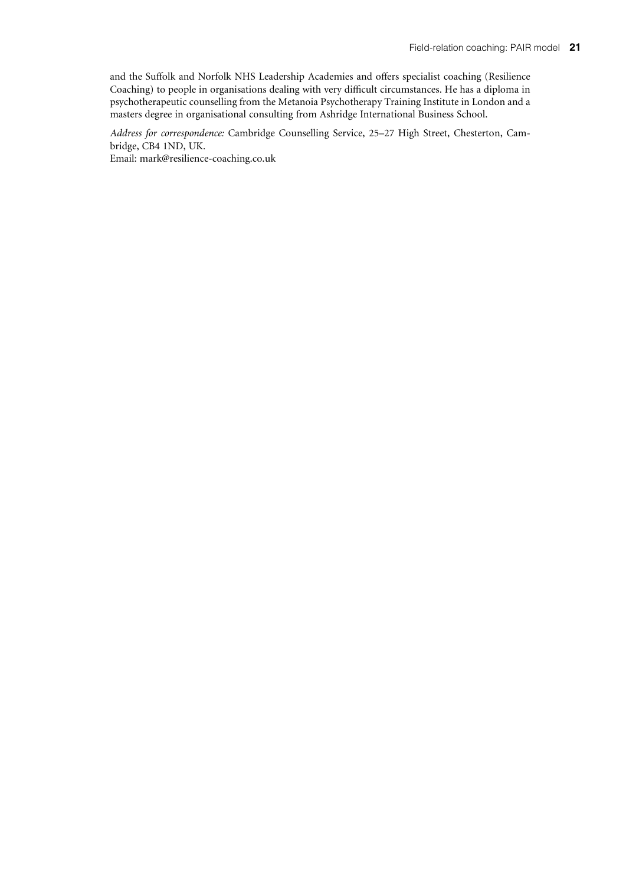and the Suffolk and Norfolk NHS Leadership Academies and offers specialist coaching (Resilience Coaching) to people in organisations dealing with very difficult circumstances. He has a diploma in psychotherapeutic counselling from the Metanoia Psychotherapy Training Institute in London and a masters degree in organisational consulting from Ashridge International Business School.

*Address for correspondence:* Cambridge Counselling Service, 25–27 High Street, Chesterton, Cambridge, CB4 1ND, UK.
Email: mark@resilience-coaching.co.uk